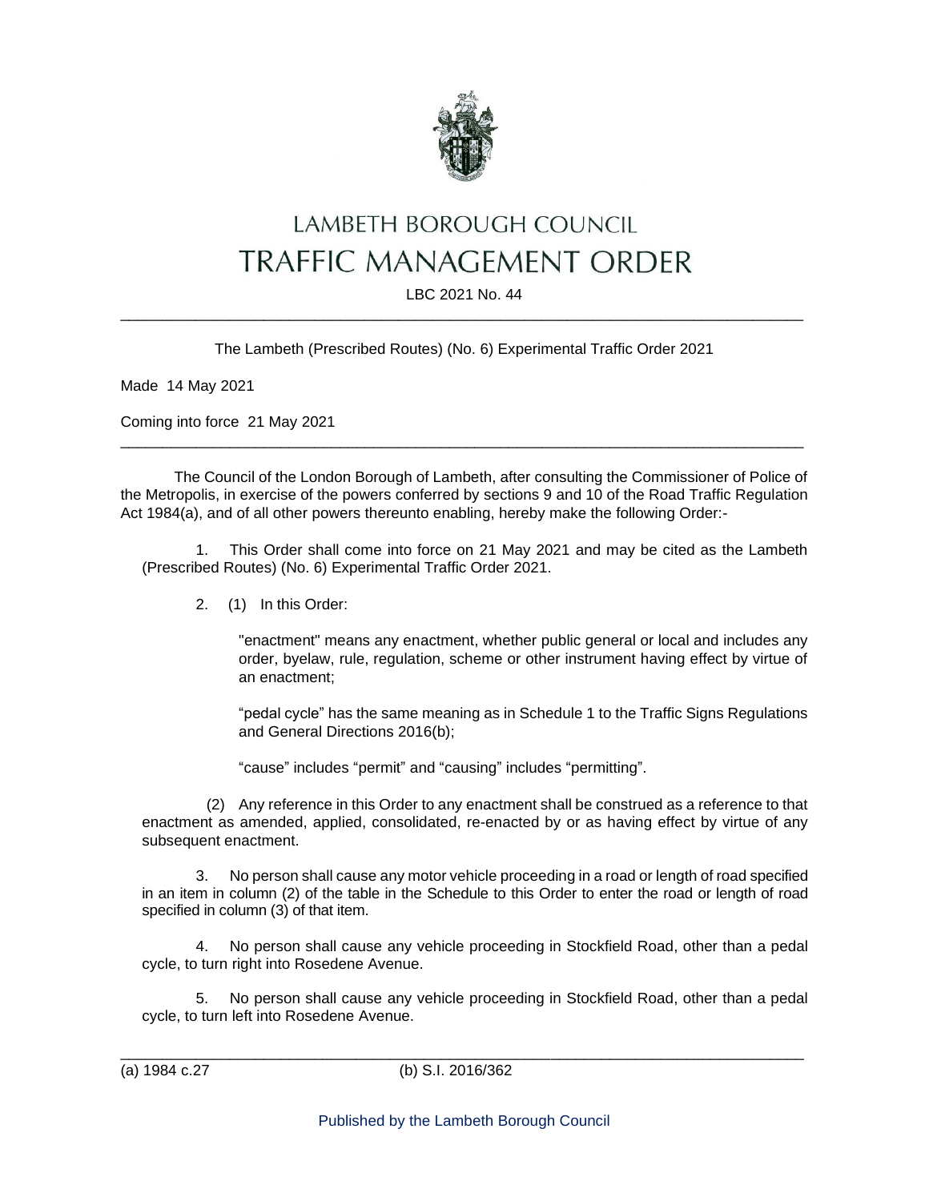# LAMBETH BOROUGH COUNCIL
# TRAFFIC MANAGEMENT ORDER

LBC 2021 No. 44

---

The Lambeth (Prescribed Routes) (No. 6) Experimental Traffic Order 2021

Made 14 May 2021

Coming into force 21 May 2021

---

The Council of the London Borough of Lambeth, after consulting the Commissioner of Police of the Metropolis, in exercise of the powers conferred by sections 9 and 10 of the Road Traffic Regulation Act 1984(a), and of all other powers thereunto enabling, hereby make the following Order:-

1. This Order shall come into force on 21 May 2021 and may be cited as the Lambeth (Prescribed Routes) (No. 6) Experimental Traffic Order 2021.

2. (1) In this Order:

   "enactment" means any enactment, whether public general or local and includes any order, byelaw, rule, regulation, scheme or other instrument having effect by virtue of an enactment;

   "pedal cycle" has the same meaning as in Schedule 1 to the Traffic Signs Regulations and General Directions 2016(b);

   "cause" includes "permit" and "causing" includes "permitting".

   (2) Any reference in this Order to any enactment shall be construed as a reference to that enactment as amended, applied, consolidated, re-enacted by or as having effect by virtue of any subsequent enactment.

3. No person shall cause any motor vehicle proceeding in a road or length of road specified in an item in column (2) of the table in the Schedule to this Order to enter the road or length of road specified in column (3) of that item.

4. No person shall cause any vehicle proceeding in Stockfield Road, other than a pedal cycle, to turn right into Rosedene Avenue.

5. No person shall cause any vehicle proceeding in Stockfield Road, other than a pedal cycle, to turn left into Rosedene Avenue.

---

(a) 1984 c.27 (b) S.I. 2016/362

Published by the Lambeth Borough Council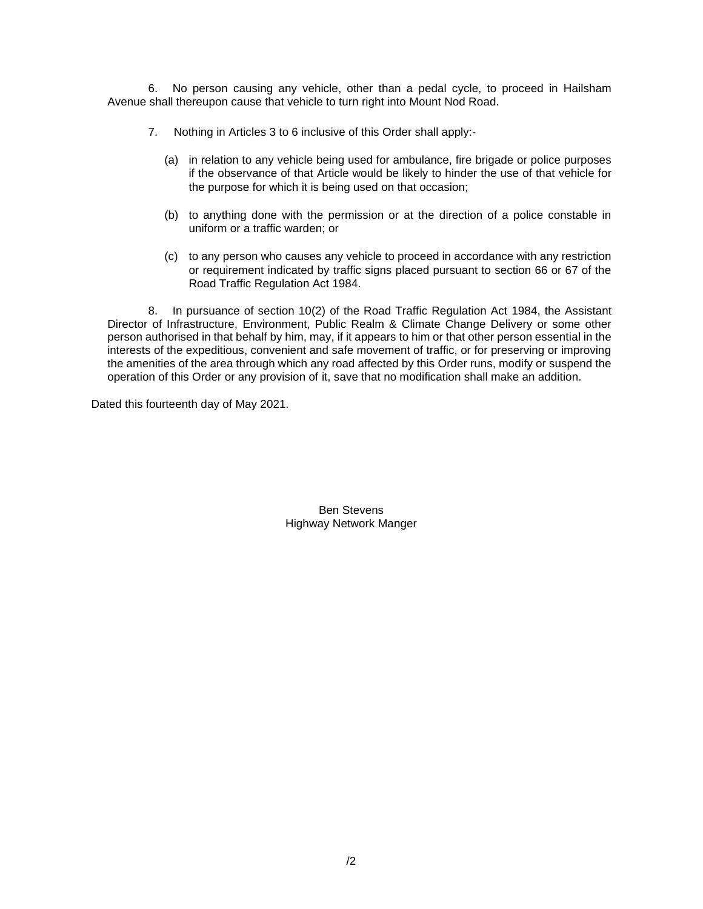6. No person causing any vehicle, other than a pedal cycle, to proceed in Hailsham Avenue shall thereupon cause that vehicle to turn right into Mount Nod Road.

7. Nothing in Articles 3 to 6 inclusive of this Order shall apply:-

(a) in relation to any vehicle being used for ambulance, fire brigade or police purposes if the observance of that Article would be likely to hinder the use of that vehicle for the purpose for which it is being used on that occasion;

(b) to anything done with the permission or at the direction of a police constable in uniform or a traffic warden; or

(c) to any person who causes any vehicle to proceed in accordance with any restriction or requirement indicated by traffic signs placed pursuant to section 66 or 67 of the Road Traffic Regulation Act 1984.

8. In pursuance of section 10(2) of the Road Traffic Regulation Act 1984, the Assistant Director of Infrastructure, Environment, Public Realm & Climate Change Delivery or some other person authorised in that behalf by him, may, if it appears to him or that other person essential in the interests of the expeditious, convenient and safe movement of traffic, or for preserving or improving the amenities of the area through which any road affected by this Order runs, modify or suspend the operation of this Order or any provision of it, save that no modification shall make an addition.

Dated this fourteenth day of May 2021.

Ben Stevens
Highway Network Manger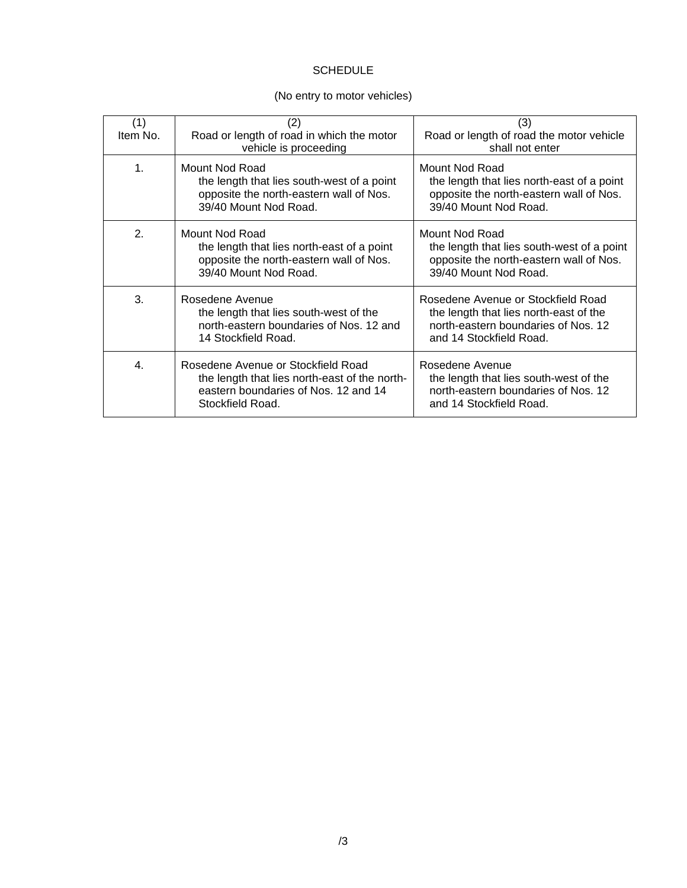SCHEDULE

(No entry to motor vehicles)

| (1) Item No. | (2) Road or length of road in which the motor vehicle is proceeding | (3) Road or length of road the motor vehicle shall not enter |
|---|---|---|
| 1. | Mount Nod Road the length that lies south-west of a point opposite the north-eastern wall of Nos. 39/40 Mount Nod Road. | Mount Nod Road the length that lies north-east of a point opposite the north-eastern wall of Nos. 39/40 Mount Nod Road. |
| 2. | Mount Nod Road the length that lies north-east of a point opposite the north-eastern wall of Nos. 39/40 Mount Nod Road. | Mount Nod Road the length that lies south-west of a point opposite the north-eastern wall of Nos. 39/40 Mount Nod Road. |
| 3. | Rosedene Avenue the length that lies south-west of the north-eastern boundaries of Nos. 12 and 14 Stockfield Road. | Rosedene Avenue or Stockfield Road the length that lies north-east of the north-eastern boundaries of Nos. 12 and 14 Stockfield Road. |
| 4. | Rosedene Avenue or Stockfield Road the length that lies north-east of the north-eastern boundaries of Nos. 12 and 14 Stockfield Road. | Rosedene Avenue the length that lies south-west of the north-eastern boundaries of Nos. 12 and 14 Stockfield Road. |